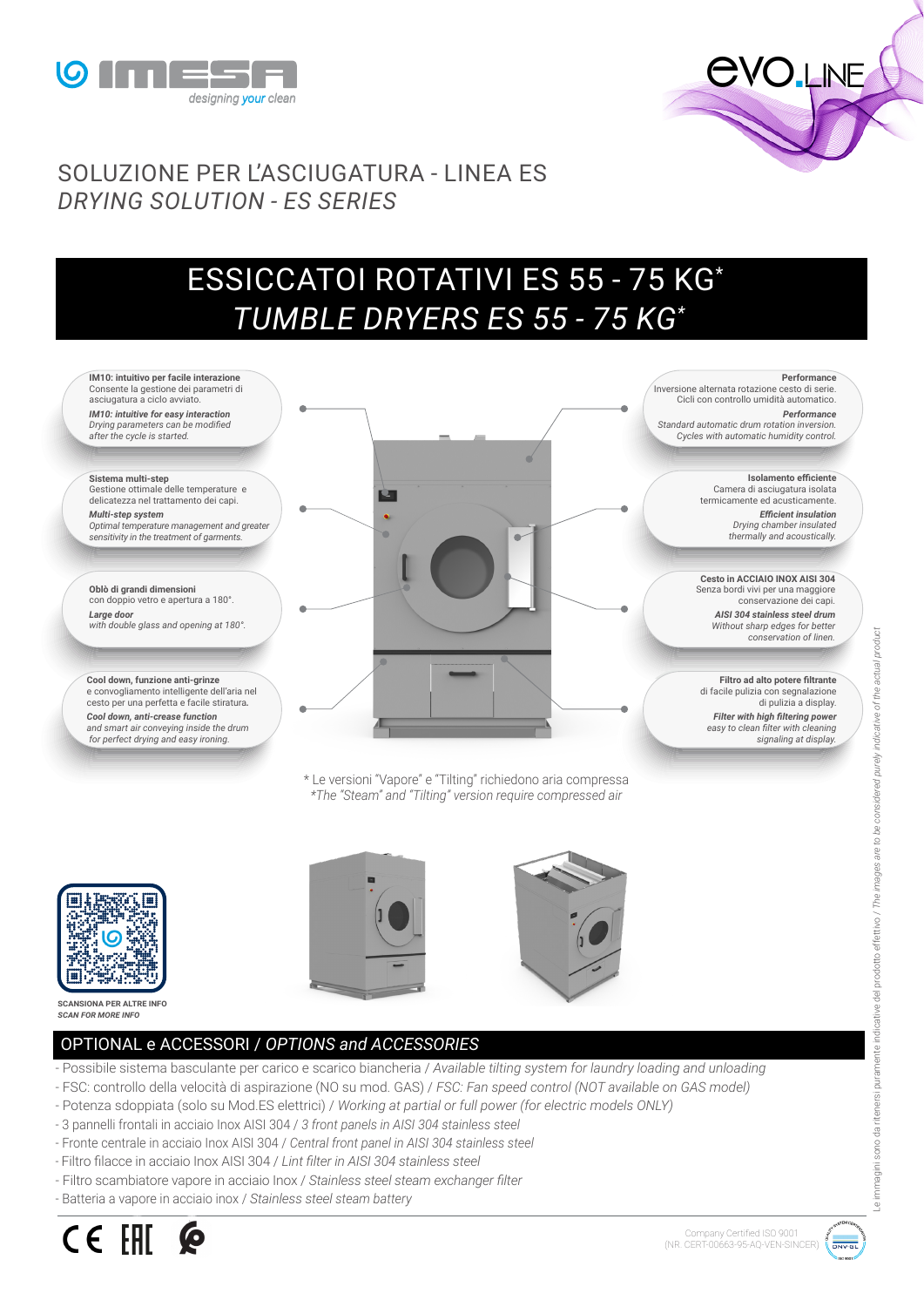IMESA designing your clean

evo.LINE

## SOLUZIONE PER L'ASCIUGATURA - LINEA ES
*DRYING SOLUTION - ES SERIES*

# ESSICCATOI ROTATIVI ES 55 - 75 KG*
# *TUMBLE DRYERS ES 55 - 75 KG**

**IM10: intuitivo per facile interazione**
Consente la gestione dei parametri di asciugatura a ciclo avviato.
***IM10: intuitive for easy interaction***
*Drying parameters can be modified after the cycle is started.*

**Sistema multi-step**
Gestione ottimale delle temperature e delicatezza nel trattamento dei capi.
***Multi-step system***
*Optimal temperature management and greater sensitivity in the treatment of garments.*

**Oblò di grandi dimensioni**
con doppio vetro e apertura a 180°.
***Large door***
*with double glass and opening at 180°.*

**Cool down, funzione anti-grinze**
e convogliamento intelligente dell'aria nel cesto per una perfetta e facile stiratura.
***Cool down, anti-crease function***
*and smart air conveying inside the drum for perfect drying and easy ironing.*

**Performance**
Inversione alternata rotazione cesto di serie. Cicli con controllo umidità automatico.
***Performance***
*Standard automatic drum rotation inversion. Cycles with automatic humidity control.*

**Isolamento efficiente**
Camera di asciugatura isolata termicamente ed acusticamente.
***Efficient insulation***
*Drying chamber insulated thermally and acoustically.*

**Cesto in ACCIAIO INOX AISI 304**
Senza bordi vivi per una maggiore conservazione dei capi.
***AISI 304 stainless steel drum***
*Without sharp edges for better conservation of linen.*

**Filtro ad alto potere filtrante**
di facile pulizia con segnalazione di pulizia a display.
***Filter with high filtering power***
*easy to clean filter with cleaning signaling at display.*

\* Le versioni "Vapore" e "Tilting" richiedono aria compressa
*\*The "Steam" and "Tilting" version require compressed air*

**SCANSIONA PER ALTRE INFO**
***SCAN FOR MORE INFO***

## OPTIONAL e ACCESSORI / *OPTIONS and ACCESSORIES*

- Possibile sistema basculante per carico e scarico biancheria / *Available tilting system for laundry loading and unloading*
- FSC: controllo della velocità di aspirazione (NO su mod. GAS) / *FSC: Fan speed control (NOT available on GAS model)*
- Potenza sdoppiata (solo su Mod.ES elettrici) / *Working at partial or full power (for electric models ONLY)*
- 3 pannelli frontali in acciaio Inox AISI 304 / *3 front panels in AISI 304 stainless steel*
- Fronte centrale in acciaio Inox AISI 304 / *Central front panel in AISI 304 stainless steel*
- Filtro filacce in acciaio Inox AISI 304 / *Lint filter in AISI 304 stainless steel*
- Filtro scambiatore vapore in acciaio Inox / *Stainless steel steam exchanger filter*
- Batteria a vapore in acciaio inox / *Stainless steel steam battery*

*Le immagini sono da ritenersi puramente indicative del prodotto effettivo / The images are to be considered purely indicative of the actual product*

Company Certified ISO 9001
(NR. CERT-00663-95-AQ-VEN-SINCERT)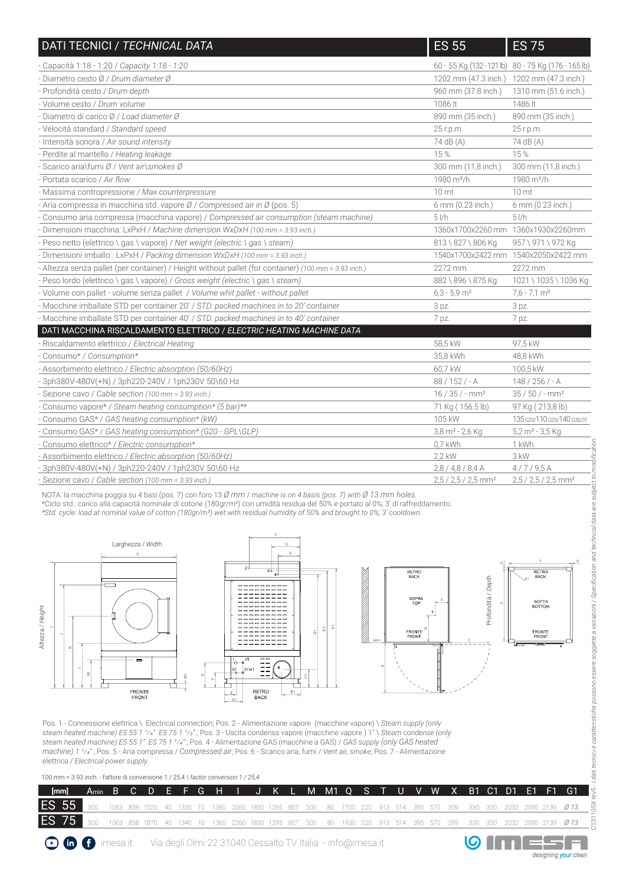| DATI TECNICI / *TECHNICAL DATA* | ES 55 | ES 75 |
|---|---|---|
| - Capacità 1:18 - 1:20 / *Capacity 1:18 - 1:20* | 60 - 55 Kg (132-121 lb) | 80 - 75 Kg (176 - 165 lb) |
| - Diametro cesto Ø / *Drum diameter Ø* | 1202 mm (47.3 inch.) | 1202 mm (47.3 inch.) |
| - Profondità cesto / *Drum depth* | 960 mm (37.8 inch.) | 1310 mm (51.6 inch.) |
| - Volume cesto / *Drum volume* | 1086 lt | 1486 lt |
| - Diametro di carico Ø / *Load diameter Ø* | 890 mm (35 inch.) | 890 mm (35 inch.) |
| - Velocità standard / *Standard speed* | 25 r.p.m. | 25 r.p.m. |
| - Intensità sonora / *Air sound intensity* | 74 dB (A) | 74 dB (A) |
| - Perdite al mantello / *Heating leakage* | 15 % | 15 % |
| - Scarico aria\fumi Ø / *Vent air\smokes Ø* | 300 mm (11,8 inch.) | 300 mm (11,8 inch.) |
| - Portata scarico / *Air flow* | 1980 m³/h | 1980 m³/h |
| - Massima controppressione / *Max counterpressure* | 10 mt | 10 mt |
| - Aria compressa in macchina std. vapore Ø / *Compressed air in Ø (pos. 5)* | 6 mm (0.23 inch.) | 6 mm (0.23 inch.) |
| - Consumo aria compressa (macchina vapore) / *Compressed air consumption (steam machine)* | 5 l/h | 5 l/h |
| - Dimensioni macchina: LxPxH / *Machine dimension WxDxH (100 mm = 3.93 inch.)* | 1360x1700x2260 mm | 1360x1930x2260mm |
| - Peso netto (elettrico \ gas \ vapore) / *Net weight (electric \ gas \ steam)* | 813 \ 827 \ 806 Kg | 957 \ 971 \ 972 Kg |
| - Dimensioni imballo : LxPxH / *Packing dimension WxDxH (100 mm = 3.93 inch.)* | 1540x1700x2422 mm | 1540x2050x2422 mm |
| - Altezza senza pallet (per container) / *Height without pallet (for container) (100 mm = 3.93 inch.)* | 2272 mm | 2272 mm |
| - Peso lordo (elettrico \ gas \ vapore) / *Gross weight (electric \ gas \ steam)* | 882 \ 896 \ 875 Kg | 1021 \ 1035 \ 1036 Kg |
| - Volume con pallet - volume senza pallet / *Volume whit pallet - without pallet* | 6,3 - 5,9 m³ | 7,6 - 7,1 m³ |
| - Macchine imballate STD per container 20' / *STD. packed machines in to 20' container* | 3 pz. | 3 pz. |
| - Macchine imballate STD per container 40' / *STD. packed machines in to 40' container* | 7 pz. | 7 pz. |
| **DATI MACCHINA RISCALDAMENTO ELETTRICO / *ELECTRIC HEATING MACHINE DATA*** | | |
| - Riscaldamento elettrico / *Electrical Heating* | 58,5 kW | 97,5 kW |
| - Consumo* / *Consumption** | 35,8 kWh | 48,8 kWh |
| - Assorbimento elettrico / *Electric absorption (50/60Hz)* | 60,7 kW | 100,5 kW |
| - 3ph380V-480V(+N) / 3ph220-240V / 1ph230V 50\60 Hz | 88 / 152 / - A | 148 / 256 / - A |
| - Sezione cavo / *Cable section (100 mm = 3.93 inch.)* | 16 / 35 / - mm² | 35 / 50 / - mm² |
| - Consumo vapore* / *Steam heating consumption* (5 bar)*** | 71 Kg ( 156.5 lb) | 97 Kg ( 213,8 lb) |
| - Consumo GAS* / *GAS heating consumption* (kW)* | 105 kW | 135 G20/110 G25/140 G30/31 |
| - Consumo GAS* / *GAS heating consumption* (G20 - GPL\GLP)* | 3,8 m³ - 2,6 Kg | 5,2 m³ - 3,5 Kg |
| - Consumo elettrico* / *Electric consumption** | 0,7 kWh | 1 kWh |
| - Assorbimento elettrico / *Electric absorption (50/60Hz)* | 2,2 kW | 3 kW |
| - 3ph380V-480V(+N) / 3ph220-240V / 1ph230V 50\60 Hz | 2,8 / 4,8 / 8,4 A | 4 / 7 / 9,5 A |
| - Sezione cavo / *Cable section (100 mm = 3.93 inch.)* | 2,5 / 2,5 / 2,5 mm² | 2,5 / 2,5 / 2,5 mm² |

NOTA: la macchina poggia su 4 basi (pos. 7) con foro 13 Ø mm / *machine is on 4 basis (pos. 7) with Ø 13 mm holes.*
*Ciclo std.: carico alla capacità nominale di cotone (180gr/m²) con umidità residua del 50% e portato al 0%; 3' di raffreddamento.
**Std. cycle: load at nominal value of cotton (180gr/m²) wet with residual humidity of 50% and brought to 0%; 3' cooldown.*

Larghezza / *Width*
Altezza / *Height*
FRONTE / FRONT
RETRO / BACK
SOPRA / TOP
SOTTO / BOTTOM
Profondità / *Depth*

Pos. 1 - Connessione elettrica \ Electrical connection; Pos. 2 - Alimentazione vapore (macchine vapore) \ *Steam supply (only steam heated machine) ES 55 1 ¼" ES 75 1 ½"* ; Pos. 3 - Uscita condensa vapore (macchine vapore ) 1" \ *Steam condense (only steam heated machine) ES 55 1" ES 75 1 ¼"* ; Pos. 4 - Alimentazione GAS (macchine a GAS) / *GAS supply (only GAS heated machine) 1 ¼"* ; Pos. 5 - Aria compressa / *Compressed air*; Pos. 6 - Scarico aria, fumi / *Vent air, smoke*; Pos. 7 - Alimentazione elettrica / *Electrical power supply.*

100 mm = 3.93 inch. - fattore di conversione 1 / 25,4 \ *factor conversion 1 / 25,4*

| [mm] | Amin | B | C | D | E | F | G | H | I | J | K | L | M | M1 | Q | S | T | U | V | W | X | B1 | C1 | D1 | E1 | F1 | G1 |
|---|---|---|---|---|---|---|---|---|---|---|---|---|---|---|---|---|---|---|---|---|---|---|---|---|---|---|---|
| ES 55 | 500 | 1063 | 858 | 1520 | 40 | 1330 | 10 | 1360 | 2260 | 1850 | 1295 | 807 | 500 | 80 | 1700 | 220 | 913 | 514 | 395 | 570 | 359 | 330 | 330 | 2032 | 2095 | 2139 | Ø 13 |
| ES 75 | 500 | 1063 | 858 | 1870 | 40 | 1340 | 10 | 1360 | 2260 | 1850 | 1295 | 807 | 500 | 80 | 1930 | 220 | 913 | 514 | 395 | 570 | 359 | 330 | 330 | 2032 | 2095 | 2139 | Ø 13 |

I dati tecnici e caratteristiche possono essere soggette a variazioni / *Specification and technical data are subject to modification.* C13110SX rev5

imesa.it Via degli Olmi 22 31040 Cessalto TV Italia - info@imesa.it

IMESA designing your clean